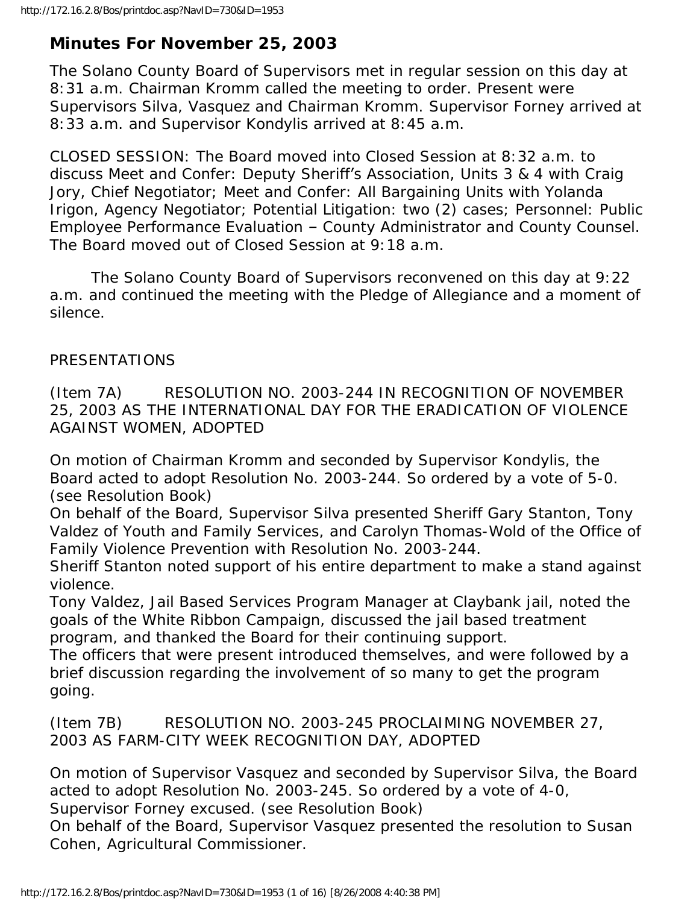# Minutes For November 25, 2003

The Solano County Board of Supervisors met in regular session on this day at 8:31 a.m. Chairman Kromm called the meeting to order. Present were Supervisors Silva, Vasquez and Chairman Kromm. Supervisor Forney arrived at 8:33 a.m. and Supervisor Kondylis arrived at 8:45 a.m.

CLOSED SESSION: The Board moved into Closed Session at 8:32 a.m. to discuss Meet and Confer: Deputy Sheriff's Association, Units 3 & 4 with Craig Jory, Chief Negotiator; Meet and Confer: All Bargaining Units with Yolanda Irigon, Agency Negotiator; Potential Litigation: two (2) cases; Personnel: Public Employee Performance Evaluation – County Administrator and County Counsel. The Board moved out of Closed Session at 9:18 a.m.

The Solano County Board of Supervisors reconvened on this day at 9:22 a.m. and continued the meeting with the Pledge of Allegiance and a moment of silence.

PRESENTATIONS

(Item 7A) RESOLUTION NO. 2003-244 IN RECOGNITION OF NOVEMBER 25, 2003 AS THE INTERNATIONAL DAY FOR THE ERADICATION OF VIOLENCE AGAINST WOMEN, ADOPTED

On motion of Chairman Kromm and seconded by Supervisor Kondylis, the Board acted to adopt Resolution No. 2003-244. So ordered by a vote of 5-0. (see Resolution Book)

On behalf of the Board, Supervisor Silva presented Sheriff Gary Stanton, Tony Valdez of Youth and Family Services, and Carolyn Thomas-Wold of the Office of Family Violence Prevention with Resolution No. 2003-244.

Sheriff Stanton noted support of his entire department to make a stand against violence.

Tony Valdez, Jail Based Services Program Manager at Claybank jail, noted the goals of the White Ribbon Campaign, discussed the jail based treatment program, and thanked the Board for their continuing support.

The officers that were present introduced themselves, and were followed by a brief discussion regarding the involvement of so many to get the program going.

(Item 7B) RESOLUTION NO. 2003-245 PROCLAIMING NOVEMBER 27, 2003 AS FARM-CITY WEEK RECOGNITION DAY, ADOPTED

On motion of Supervisor Vasquez and seconded by Supervisor Silva, the Board acted to adopt Resolution No. 2003-245. So ordered by a vote of 4-0, Supervisor Forney excused. (see Resolution Book)

On behalf of the Board, Supervisor Vasquez presented the resolution to Susan Cohen, Agricultural Commissioner.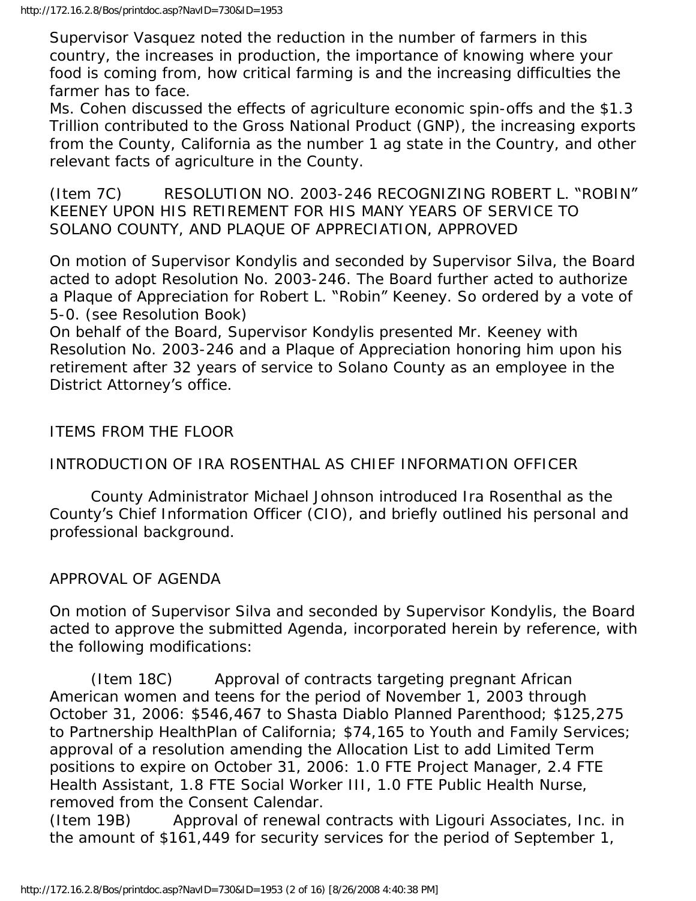Supervisor Vasquez noted the reduction in the number of farmers in this country, the increases in production, the importance of knowing where your food is coming from, how critical farming is and the increasing difficulties the farmer has to face.
Ms. Cohen discussed the effects of agriculture economic spin-offs and the $1.3 Trillion contributed to the Gross National Product (GNP), the increasing exports from the County, California as the number 1 ag state in the Country, and other relevant facts of agriculture in the County.

(Item 7C) RESOLUTION NO. 2003-246 RECOGNIZING ROBERT L. "ROBIN" KEENEY UPON HIS RETIREMENT FOR HIS MANY YEARS OF SERVICE TO SOLANO COUNTY, AND PLAQUE OF APPRECIATION, APPROVED

On motion of Supervisor Kondylis and seconded by Supervisor Silva, the Board acted to adopt Resolution No. 2003-246. The Board further acted to authorize a Plaque of Appreciation for Robert L. "Robin" Keeney. So ordered by a vote of 5-0. (see Resolution Book)
On behalf of the Board, Supervisor Kondylis presented Mr. Keeney with Resolution No. 2003-246 and a Plaque of Appreciation honoring him upon his retirement after 32 years of service to Solano County as an employee in the District Attorney's office.

ITEMS FROM THE FLOOR

INTRODUCTION OF IRA ROSENTHAL AS CHIEF INFORMATION OFFICER

County Administrator Michael Johnson introduced Ira Rosenthal as the County's Chief Information Officer (CIO), and briefly outlined his personal and professional background.

APPROVAL OF AGENDA

On motion of Supervisor Silva and seconded by Supervisor Kondylis, the Board acted to approve the submitted Agenda, incorporated herein by reference, with the following modifications:

(Item 18C) Approval of contracts targeting pregnant African American women and teens for the period of November 1, 2003 through October 31, 2006: $546,467 to Shasta Diablo Planned Parenthood; $125,275 to Partnership HealthPlan of California; $74,165 to Youth and Family Services; approval of a resolution amending the Allocation List to add Limited Term positions to expire on October 31, 2006: 1.0 FTE Project Manager, 2.4 FTE Health Assistant, 1.8 FTE Social Worker III, 1.0 FTE Public Health Nurse, removed from the Consent Calendar.
(Item 19B) Approval of renewal contracts with Ligouri Associates, Inc. in the amount of $161,449 for security services for the period of September 1,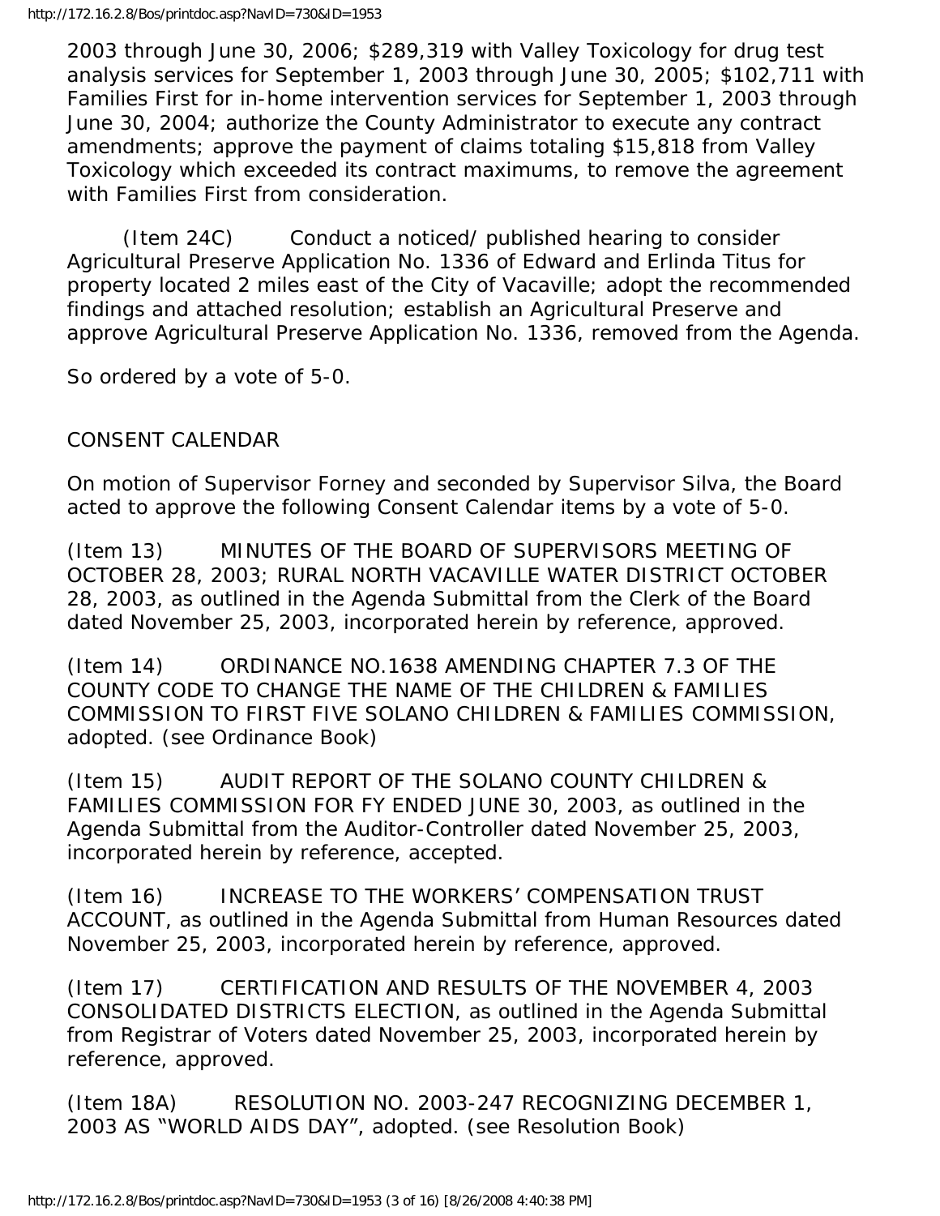2003 through June 30, 2006; $289,319 with Valley Toxicology for drug test analysis services for September 1, 2003 through June 30, 2005; $102,711 with Families First for in-home intervention services for September 1, 2003 through June 30, 2004; authorize the County Administrator to execute any contract amendments; approve the payment of claims totaling $15,818 from Valley Toxicology which exceeded its contract maximums, to remove the agreement with Families First from consideration.

(Item 24C) Conduct a noticed/ published hearing to consider Agricultural Preserve Application No. 1336 of Edward and Erlinda Titus for property located 2 miles east of the City of Vacaville; adopt the recommended findings and attached resolution; establish an Agricultural Preserve and approve Agricultural Preserve Application No. 1336, removed from the Agenda.

So ordered by a vote of 5-0.

CONSENT CALENDAR

On motion of Supervisor Forney and seconded by Supervisor Silva, the Board acted to approve the following Consent Calendar items by a vote of 5-0.

(Item 13) MINUTES OF THE BOARD OF SUPERVISORS MEETING OF OCTOBER 28, 2003; RURAL NORTH VACAVILLE WATER DISTRICT OCTOBER 28, 2003, as outlined in the Agenda Submittal from the Clerk of the Board dated November 25, 2003, incorporated herein by reference, approved.

(Item 14) ORDINANCE NO.1638 AMENDING CHAPTER 7.3 OF THE COUNTY CODE TO CHANGE THE NAME OF THE CHILDREN & FAMILIES COMMISSION TO FIRST FIVE SOLANO CHILDREN & FAMILIES COMMISSION, adopted. (see Ordinance Book)

(Item 15) AUDIT REPORT OF THE SOLANO COUNTY CHILDREN & FAMILIES COMMISSION FOR FY ENDED JUNE 30, 2003, as outlined in the Agenda Submittal from the Auditor-Controller dated November 25, 2003, incorporated herein by reference, accepted.

(Item 16) INCREASE TO THE WORKERS' COMPENSATION TRUST ACCOUNT, as outlined in the Agenda Submittal from Human Resources dated November 25, 2003, incorporated herein by reference, approved.

(Item 17) CERTIFICATION AND RESULTS OF THE NOVEMBER 4, 2003 CONSOLIDATED DISTRICTS ELECTION, as outlined in the Agenda Submittal from Registrar of Voters dated November 25, 2003, incorporated herein by reference, approved.

(Item 18A) RESOLUTION NO. 2003-247 RECOGNIZING DECEMBER 1, 2003 AS "WORLD AIDS DAY", adopted. (see Resolution Book)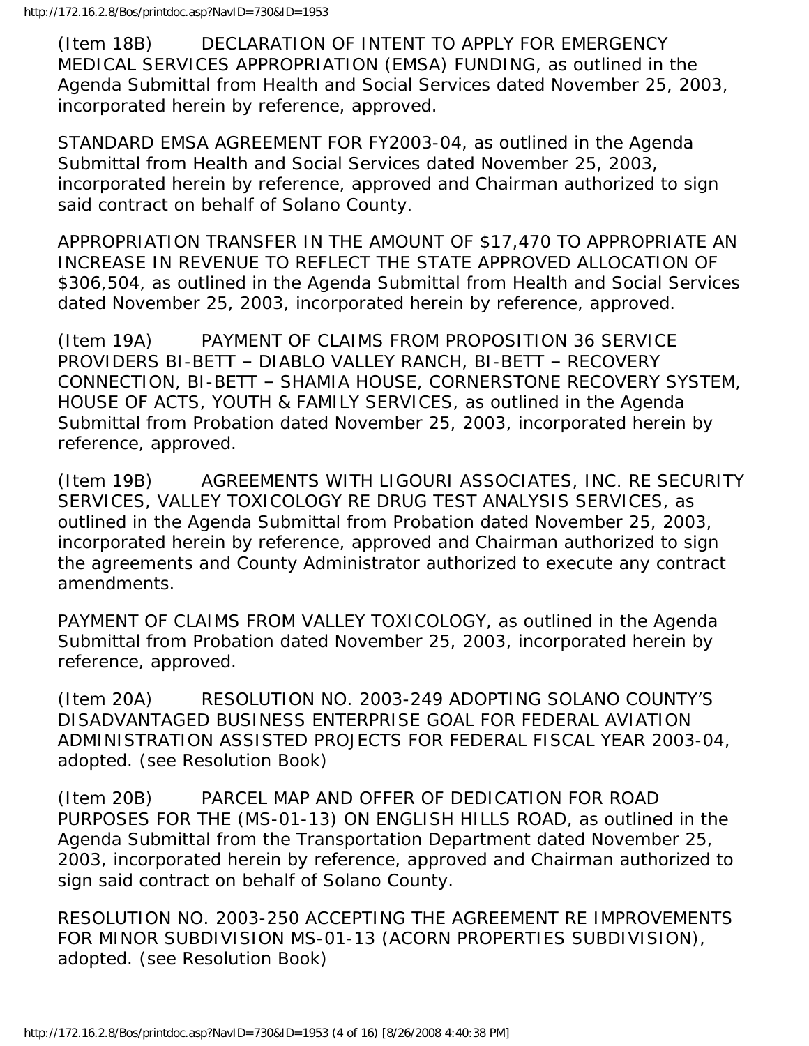(Item 18B) DECLARATION OF INTENT TO APPLY FOR EMERGENCY MEDICAL SERVICES APPROPRIATION (EMSA) FUNDING, as outlined in the Agenda Submittal from Health and Social Services dated November 25, 2003, incorporated herein by reference, approved.

STANDARD EMSA AGREEMENT FOR FY2003-04, as outlined in the Agenda Submittal from Health and Social Services dated November 25, 2003, incorporated herein by reference, approved and Chairman authorized to sign said contract on behalf of Solano County.

APPROPRIATION TRANSFER IN THE AMOUNT OF $17,470 TO APPROPRIATE AN INCREASE IN REVENUE TO REFLECT THE STATE APPROVED ALLOCATION OF $306,504, as outlined in the Agenda Submittal from Health and Social Services dated November 25, 2003, incorporated herein by reference, approved.

(Item 19A) PAYMENT OF CLAIMS FROM PROPOSITION 36 SERVICE PROVIDERS BI-BETT – DIABLO VALLEY RANCH, BI-BETT – RECOVERY CONNECTION, BI-BETT – SHAMIA HOUSE, CORNERSTONE RECOVERY SYSTEM, HOUSE OF ACTS, YOUTH & FAMILY SERVICES, as outlined in the Agenda Submittal from Probation dated November 25, 2003, incorporated herein by reference, approved.

(Item 19B) AGREEMENTS WITH LIGOURI ASSOCIATES, INC. RE SECURITY SERVICES, VALLEY TOXICOLOGY RE DRUG TEST ANALYSIS SERVICES, as outlined in the Agenda Submittal from Probation dated November 25, 2003, incorporated herein by reference, approved and Chairman authorized to sign the agreements and County Administrator authorized to execute any contract amendments.

PAYMENT OF CLAIMS FROM VALLEY TOXICOLOGY, as outlined in the Agenda Submittal from Probation dated November 25, 2003, incorporated herein by reference, approved.

(Item 20A) RESOLUTION NO. 2003-249 ADOPTING SOLANO COUNTY'S DISADVANTAGED BUSINESS ENTERPRISE GOAL FOR FEDERAL AVIATION ADMINISTRATION ASSISTED PROJECTS FOR FEDERAL FISCAL YEAR 2003-04, adopted. (see Resolution Book)

(Item 20B) PARCEL MAP AND OFFER OF DEDICATION FOR ROAD PURPOSES FOR THE (MS-01-13) ON ENGLISH HILLS ROAD, as outlined in the Agenda Submittal from the Transportation Department dated November 25, 2003, incorporated herein by reference, approved and Chairman authorized to sign said contract on behalf of Solano County.

RESOLUTION NO. 2003-250 ACCEPTING THE AGREEMENT RE IMPROVEMENTS FOR MINOR SUBDIVISION MS-01-13 (ACORN PROPERTIES SUBDIVISION), adopted. (see Resolution Book)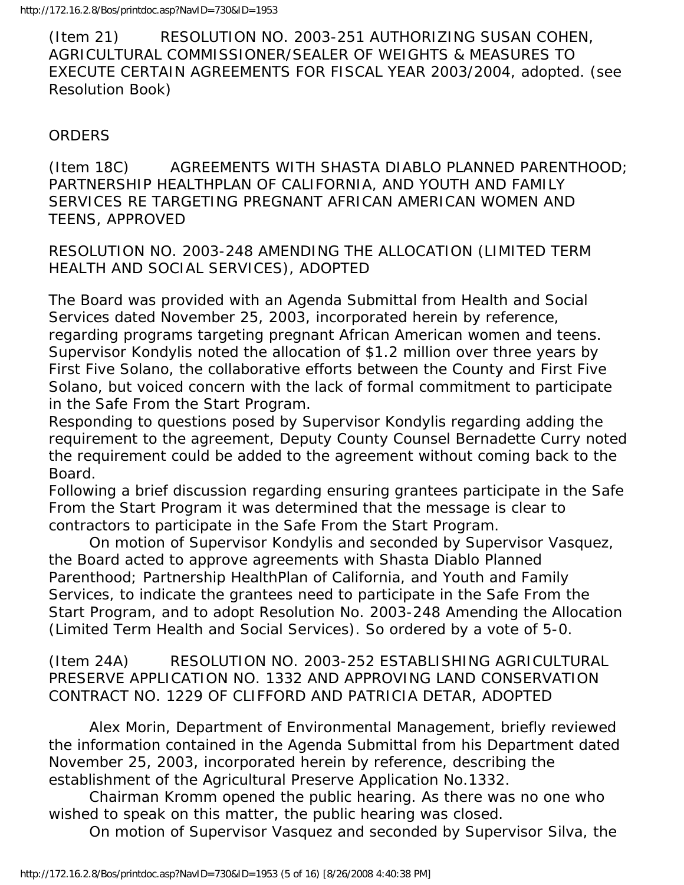(Item 21) RESOLUTION NO. 2003-251 AUTHORIZING SUSAN COHEN, AGRICULTURAL COMMISSIONER/SEALER OF WEIGHTS & MEASURES TO EXECUTE CERTAIN AGREEMENTS FOR FISCAL YEAR 2003/2004, adopted. (see Resolution Book)

ORDERS

(Item 18C) AGREEMENTS WITH SHASTA DIABLO PLANNED PARENTHOOD; PARTNERSHIP HEALTHPLAN OF CALIFORNIA, AND YOUTH AND FAMILY SERVICES RE TARGETING PREGNANT AFRICAN AMERICAN WOMEN AND TEENS, APPROVED

RESOLUTION NO. 2003-248 AMENDING THE ALLOCATION (LIMITED TERM HEALTH AND SOCIAL SERVICES), ADOPTED

The Board was provided with an Agenda Submittal from Health and Social Services dated November 25, 2003, incorporated herein by reference, regarding programs targeting pregnant African American women and teens. Supervisor Kondylis noted the allocation of $1.2 million over three years by First Five Solano, the collaborative efforts between the County and First Five Solano, but voiced concern with the lack of formal commitment to participate in the Safe From the Start Program.

Responding to questions posed by Supervisor Kondylis regarding adding the requirement to the agreement, Deputy County Counsel Bernadette Curry noted the requirement could be added to the agreement without coming back to the Board.

Following a brief discussion regarding ensuring grantees participate in the Safe From the Start Program it was determined that the message is clear to contractors to participate in the Safe From the Start Program.

On motion of Supervisor Kondylis and seconded by Supervisor Vasquez, the Board acted to approve agreements with Shasta Diablo Planned Parenthood; Partnership HealthPlan of California, and Youth and Family Services, to indicate the grantees need to participate in the Safe From the Start Program, and to adopt Resolution No. 2003-248 Amending the Allocation (Limited Term Health and Social Services). So ordered by a vote of 5-0.

(Item 24A) RESOLUTION NO. 2003-252 ESTABLISHING AGRICULTURAL PRESERVE APPLICATION NO. 1332 AND APPROVING LAND CONSERVATION CONTRACT NO. 1229 OF CLIFFORD AND PATRICIA DETAR, ADOPTED

Alex Morin, Department of Environmental Management, briefly reviewed the information contained in the Agenda Submittal from his Department dated November 25, 2003, incorporated herein by reference, describing the establishment of the Agricultural Preserve Application No.1332.

Chairman Kromm opened the public hearing. As there was no one who wished to speak on this matter, the public hearing was closed.

On motion of Supervisor Vasquez and seconded by Supervisor Silva, the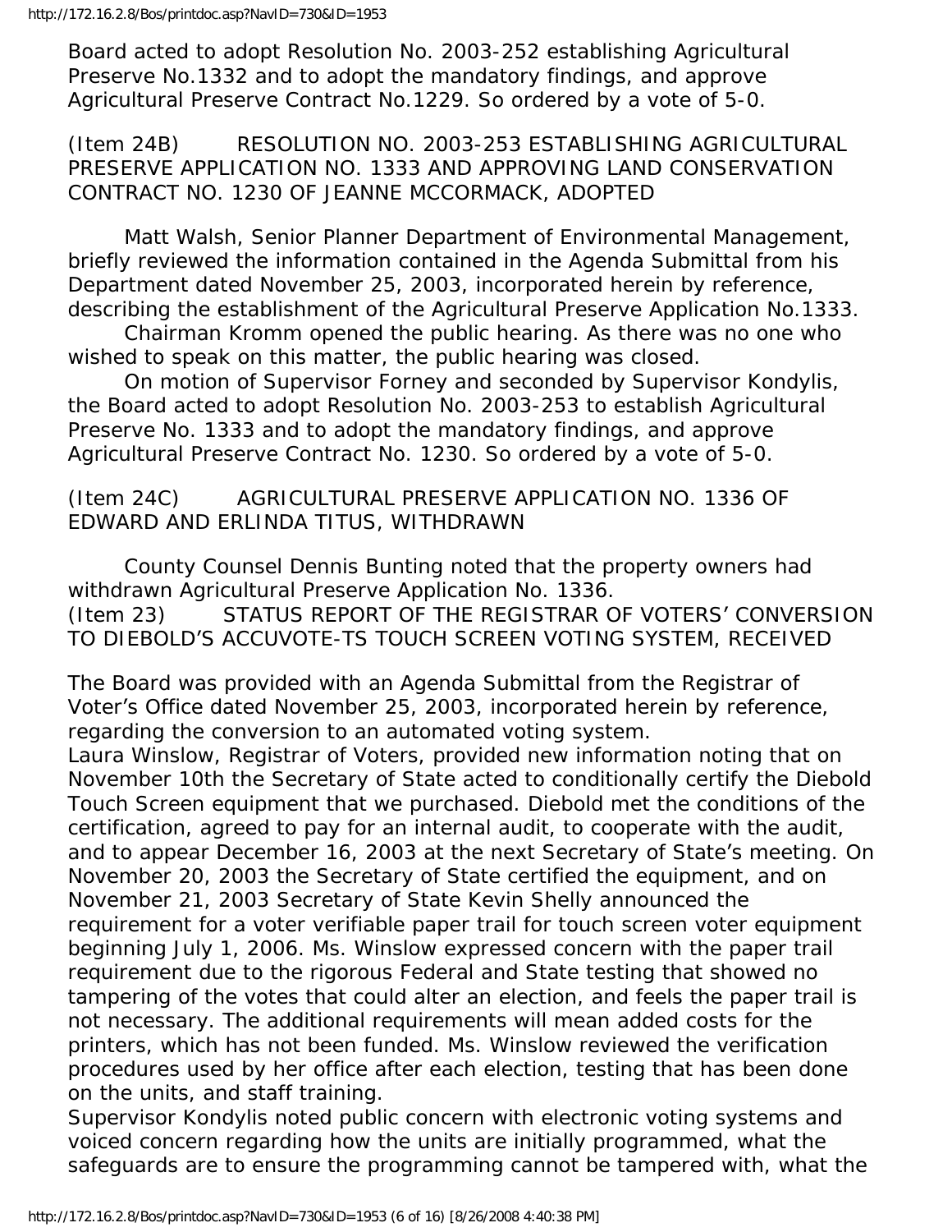Board acted to adopt Resolution No. 2003-252 establishing Agricultural Preserve No.1332 and to adopt the mandatory findings, and approve Agricultural Preserve Contract No.1229. So ordered by a vote of 5-0.

(Item 24B) RESOLUTION NO. 2003-253 ESTABLISHING AGRICULTURAL PRESERVE APPLICATION NO. 1333 AND APPROVING LAND CONSERVATION CONTRACT NO. 1230 OF JEANNE MCCORMACK, ADOPTED

Matt Walsh, Senior Planner Department of Environmental Management, briefly reviewed the information contained in the Agenda Submittal from his Department dated November 25, 2003, incorporated herein by reference, describing the establishment of the Agricultural Preserve Application No.1333.

Chairman Kromm opened the public hearing. As there was no one who wished to speak on this matter, the public hearing was closed.

On motion of Supervisor Forney and seconded by Supervisor Kondylis, the Board acted to adopt Resolution No. 2003-253 to establish Agricultural Preserve No. 1333 and to adopt the mandatory findings, and approve Agricultural Preserve Contract No. 1230. So ordered by a vote of 5-0.

(Item 24C) AGRICULTURAL PRESERVE APPLICATION NO. 1336 OF EDWARD AND ERLINDA TITUS, WITHDRAWN

County Counsel Dennis Bunting noted that the property owners had withdrawn Agricultural Preserve Application No. 1336.

(Item 23) STATUS REPORT OF THE REGISTRAR OF VOTERS' CONVERSION TO DIEBOLD'S ACCUVOTE-TS TOUCH SCREEN VOTING SYSTEM, RECEIVED

The Board was provided with an Agenda Submittal from the Registrar of Voter's Office dated November 25, 2003, incorporated herein by reference, regarding the conversion to an automated voting system.

Laura Winslow, Registrar of Voters, provided new information noting that on November 10th the Secretary of State acted to conditionally certify the Diebold Touch Screen equipment that we purchased. Diebold met the conditions of the certification, agreed to pay for an internal audit, to cooperate with the audit, and to appear December 16, 2003 at the next Secretary of State's meeting. On November 20, 2003 the Secretary of State certified the equipment, and on November 21, 2003 Secretary of State Kevin Shelly announced the requirement for a voter verifiable paper trail for touch screen voter equipment beginning July 1, 2006. Ms. Winslow expressed concern with the paper trail requirement due to the rigorous Federal and State testing that showed no tampering of the votes that could alter an election, and feels the paper trail is not necessary. The additional requirements will mean added costs for the printers, which has not been funded. Ms. Winslow reviewed the verification procedures used by her office after each election, testing that has been done on the units, and staff training.

Supervisor Kondylis noted public concern with electronic voting systems and voiced concern regarding how the units are initially programmed, what the safeguards are to ensure the programming cannot be tampered with, what the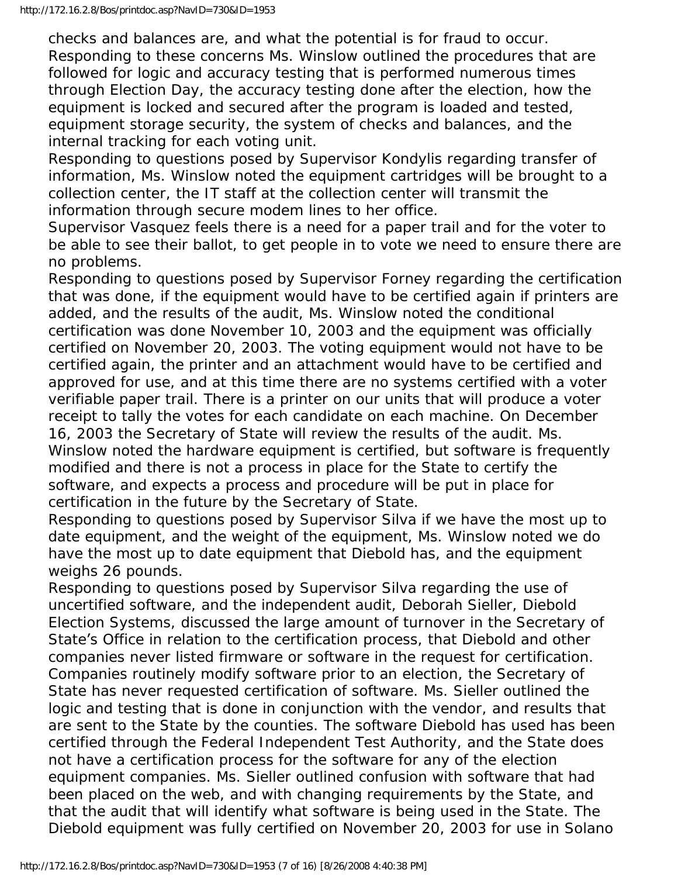checks and balances are, and what the potential is for fraud to occur. Responding to these concerns Ms. Winslow outlined the procedures that are followed for logic and accuracy testing that is performed numerous times through Election Day, the accuracy testing done after the election, how the equipment is locked and secured after the program is loaded and tested, equipment storage security, the system of checks and balances, and the internal tracking for each voting unit.

Responding to questions posed by Supervisor Kondylis regarding transfer of information, Ms. Winslow noted the equipment cartridges will be brought to a collection center, the IT staff at the collection center will transmit the information through secure modem lines to her office.

Supervisor Vasquez feels there is a need for a paper trail and for the voter to be able to see their ballot, to get people in to vote we need to ensure there are no problems.

Responding to questions posed by Supervisor Forney regarding the certification that was done, if the equipment would have to be certified again if printers are added, and the results of the audit, Ms. Winslow noted the conditional certification was done November 10, 2003 and the equipment was officially certified on November 20, 2003. The voting equipment would not have to be certified again, the printer and an attachment would have to be certified and approved for use, and at this time there are no systems certified with a voter verifiable paper trail. There is a printer on our units that will produce a voter receipt to tally the votes for each candidate on each machine. On December 16, 2003 the Secretary of State will review the results of the audit. Ms. Winslow noted the hardware equipment is certified, but software is frequently modified and there is not a process in place for the State to certify the software, and expects a process and procedure will be put in place for certification in the future by the Secretary of State.

Responding to questions posed by Supervisor Silva if we have the most up to date equipment, and the weight of the equipment, Ms. Winslow noted we do have the most up to date equipment that Diebold has, and the equipment weighs 26 pounds.

Responding to questions posed by Supervisor Silva regarding the use of uncertified software, and the independent audit, Deborah Sieller, Diebold Election Systems, discussed the large amount of turnover in the Secretary of State's Office in relation to the certification process, that Diebold and other companies never listed firmware or software in the request for certification. Companies routinely modify software prior to an election, the Secretary of State has never requested certification of software. Ms. Sieller outlined the logic and testing that is done in conjunction with the vendor, and results that are sent to the State by the counties. The software Diebold has used has been certified through the Federal Independent Test Authority, and the State does not have a certification process for the software for any of the election equipment companies. Ms. Sieller outlined confusion with software that had been placed on the web, and with changing requirements by the State, and that the audit that will identify what software is being used in the State. The Diebold equipment was fully certified on November 20, 2003 for use in Solano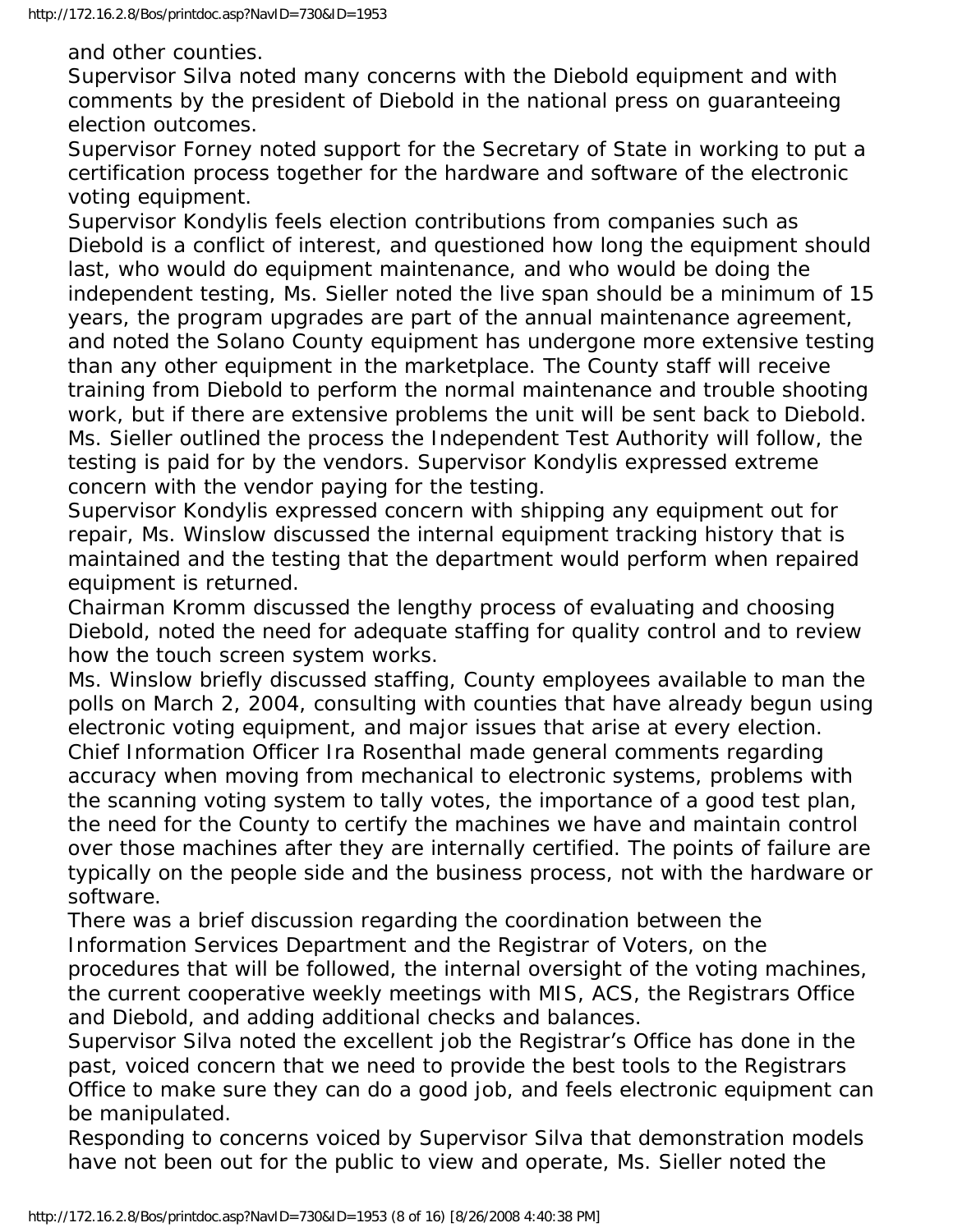and other counties.

Supervisor Silva noted many concerns with the Diebold equipment and with comments by the president of Diebold in the national press on guaranteeing election outcomes.

Supervisor Forney noted support for the Secretary of State in working to put a certification process together for the hardware and software of the electronic voting equipment.

Supervisor Kondylis feels election contributions from companies such as Diebold is a conflict of interest, and questioned how long the equipment should last, who would do equipment maintenance, and who would be doing the independent testing, Ms. Sieller noted the live span should be a minimum of 15 years, the program upgrades are part of the annual maintenance agreement, and noted the Solano County equipment has undergone more extensive testing than any other equipment in the marketplace. The County staff will receive training from Diebold to perform the normal maintenance and trouble shooting work, but if there are extensive problems the unit will be sent back to Diebold. Ms. Sieller outlined the process the Independent Test Authority will follow, the testing is paid for by the vendors. Supervisor Kondylis expressed extreme concern with the vendor paying for the testing.

Supervisor Kondylis expressed concern with shipping any equipment out for repair, Ms. Winslow discussed the internal equipment tracking history that is maintained and the testing that the department would perform when repaired equipment is returned.

Chairman Kromm discussed the lengthy process of evaluating and choosing Diebold, noted the need for adequate staffing for quality control and to review how the touch screen system works.

Ms. Winslow briefly discussed staffing, County employees available to man the polls on March 2, 2004, consulting with counties that have already begun using electronic voting equipment, and major issues that arise at every election.

Chief Information Officer Ira Rosenthal made general comments regarding accuracy when moving from mechanical to electronic systems, problems with the scanning voting system to tally votes, the importance of a good test plan, the need for the County to certify the machines we have and maintain control over those machines after they are internally certified. The points of failure are typically on the people side and the business process, not with the hardware or software.

There was a brief discussion regarding the coordination between the Information Services Department and the Registrar of Voters, on the procedures that will be followed, the internal oversight of the voting machines, the current cooperative weekly meetings with MIS, ACS, the Registrars Office and Diebold, and adding additional checks and balances.

Supervisor Silva noted the excellent job the Registrar's Office has done in the past, voiced concern that we need to provide the best tools to the Registrars Office to make sure they can do a good job, and feels electronic equipment can be manipulated.

Responding to concerns voiced by Supervisor Silva that demonstration models have not been out for the public to view and operate, Ms. Sieller noted the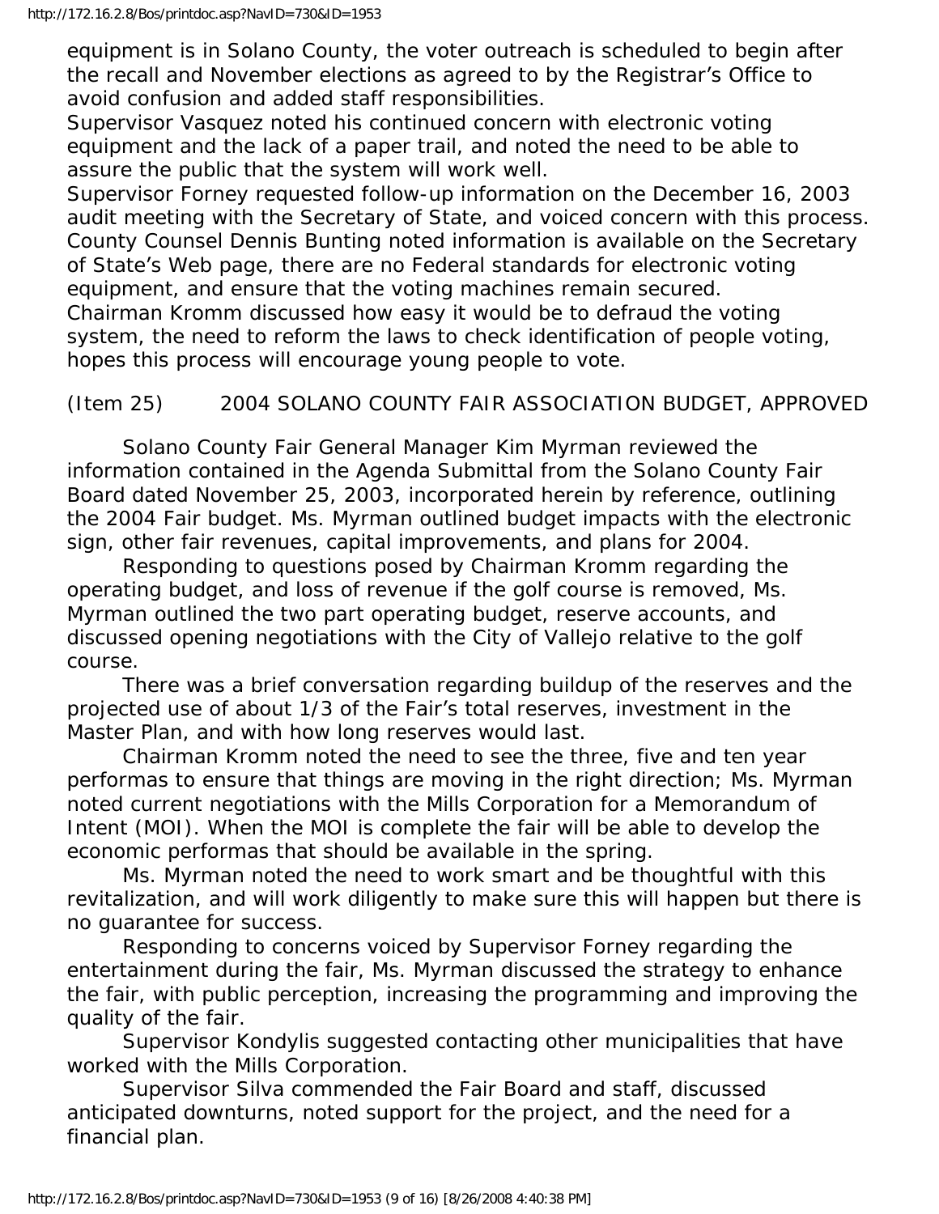equipment is in Solano County, the voter outreach is scheduled to begin after the recall and November elections as agreed to by the Registrar's Office to avoid confusion and added staff responsibilities.

Supervisor Vasquez noted his continued concern with electronic voting equipment and the lack of a paper trail, and noted the need to be able to assure the public that the system will work well.

Supervisor Forney requested follow-up information on the December 16, 2003 audit meeting with the Secretary of State, and voiced concern with this process.

County Counsel Dennis Bunting noted information is available on the Secretary of State's Web page, there are no Federal standards for electronic voting equipment, and ensure that the voting machines remain secured.

Chairman Kromm discussed how easy it would be to defraud the voting system, the need to reform the laws to check identification of people voting, hopes this process will encourage young people to vote.

(Item 25) 2004 SOLANO COUNTY FAIR ASSOCIATION BUDGET, APPROVED

Solano County Fair General Manager Kim Myrman reviewed the information contained in the Agenda Submittal from the Solano County Fair Board dated November 25, 2003, incorporated herein by reference, outlining the 2004 Fair budget. Ms. Myrman outlined budget impacts with the electronic sign, other fair revenues, capital improvements, and plans for 2004.

Responding to questions posed by Chairman Kromm regarding the operating budget, and loss of revenue if the golf course is removed, Ms. Myrman outlined the two part operating budget, reserve accounts, and discussed opening negotiations with the City of Vallejo relative to the golf course.

There was a brief conversation regarding buildup of the reserves and the projected use of about 1/3 of the Fair's total reserves, investment in the Master Plan, and with how long reserves would last.

Chairman Kromm noted the need to see the three, five and ten year performas to ensure that things are moving in the right direction; Ms. Myrman noted current negotiations with the Mills Corporation for a Memorandum of Intent (MOI). When the MOI is complete the fair will be able to develop the economic performas that should be available in the spring.

Ms. Myrman noted the need to work smart and be thoughtful with this revitalization, and will work diligently to make sure this will happen but there is no guarantee for success.

Responding to concerns voiced by Supervisor Forney regarding the entertainment during the fair, Ms. Myrman discussed the strategy to enhance the fair, with public perception, increasing the programming and improving the quality of the fair.

Supervisor Kondylis suggested contacting other municipalities that have worked with the Mills Corporation.

Supervisor Silva commended the Fair Board and staff, discussed anticipated downturns, noted support for the project, and the need for a financial plan.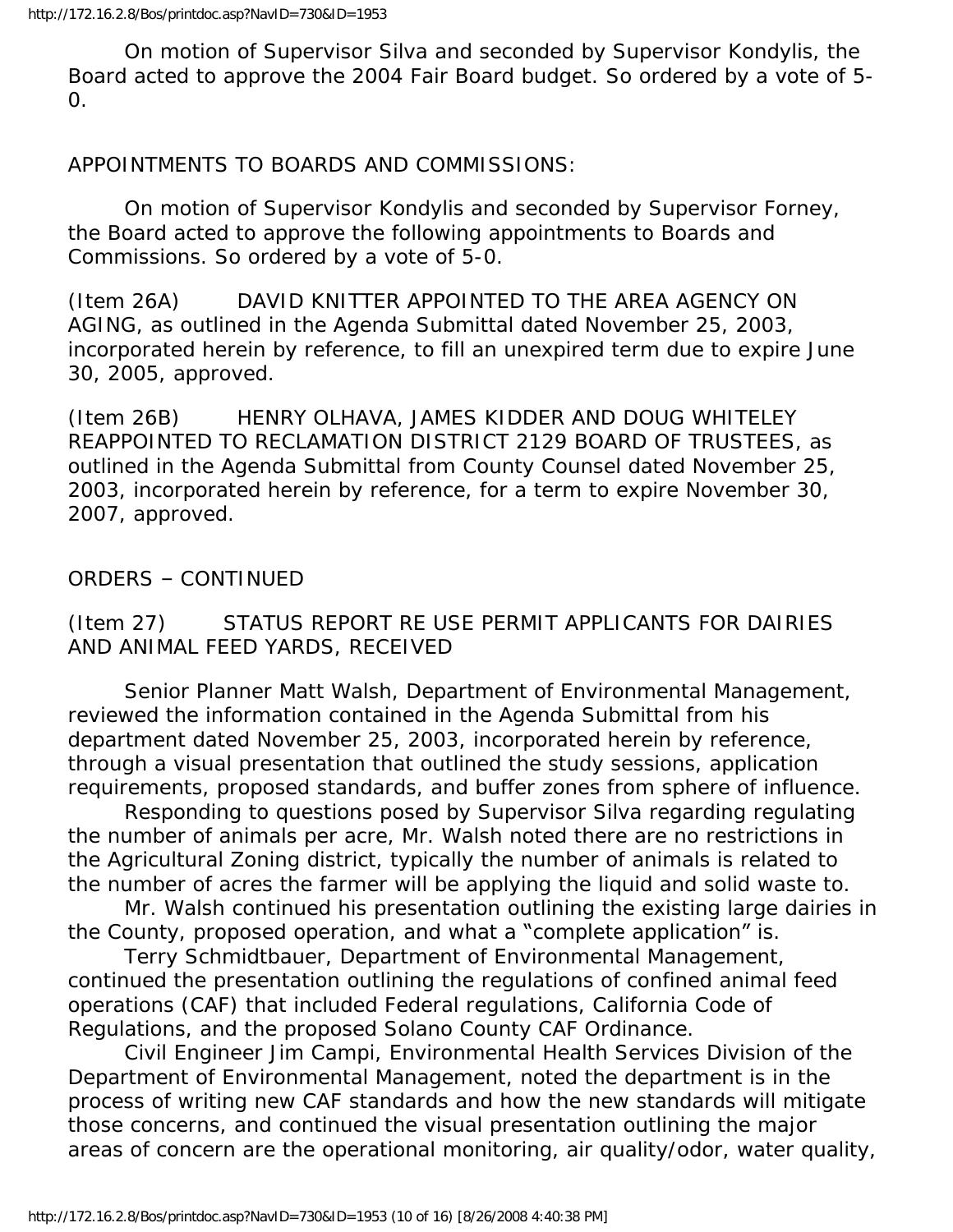On motion of Supervisor Silva and seconded by Supervisor Kondylis, the Board acted to approve the 2004 Fair Board budget. So ordered by a vote of 5-0.

APPOINTMENTS TO BOARDS AND COMMISSIONS:

On motion of Supervisor Kondylis and seconded by Supervisor Forney, the Board acted to approve the following appointments to Boards and Commissions. So ordered by a vote of 5-0.

(Item 26A) DAVID KNITTER APPOINTED TO THE AREA AGENCY ON AGING, as outlined in the Agenda Submittal dated November 25, 2003, incorporated herein by reference, to fill an unexpired term due to expire June 30, 2005, approved.

(Item 26B) HENRY OLHAVA, JAMES KIDDER AND DOUG WHITELEY REAPPOINTED TO RECLAMATION DISTRICT 2129 BOARD OF TRUSTEES, as outlined in the Agenda Submittal from County Counsel dated November 25, 2003, incorporated herein by reference, for a term to expire November 30, 2007, approved.

ORDERS – CONTINUED

(Item 27) STATUS REPORT RE USE PERMIT APPLICANTS FOR DAIRIES AND ANIMAL FEED YARDS, RECEIVED

Senior Planner Matt Walsh, Department of Environmental Management, reviewed the information contained in the Agenda Submittal from his department dated November 25, 2003, incorporated herein by reference, through a visual presentation that outlined the study sessions, application requirements, proposed standards, and buffer zones from sphere of influence.

Responding to questions posed by Supervisor Silva regarding regulating the number of animals per acre, Mr. Walsh noted there are no restrictions in the Agricultural Zoning district, typically the number of animals is related to the number of acres the farmer will be applying the liquid and solid waste to.

Mr. Walsh continued his presentation outlining the existing large dairies in the County, proposed operation, and what a "complete application" is.

Terry Schmidtbauer, Department of Environmental Management, continued the presentation outlining the regulations of confined animal feed operations (CAF) that included Federal regulations, California Code of Regulations, and the proposed Solano County CAF Ordinance.

Civil Engineer Jim Campi, Environmental Health Services Division of the Department of Environmental Management, noted the department is in the process of writing new CAF standards and how the new standards will mitigate those concerns, and continued the visual presentation outlining the major areas of concern are the operational monitoring, air quality/odor, water quality,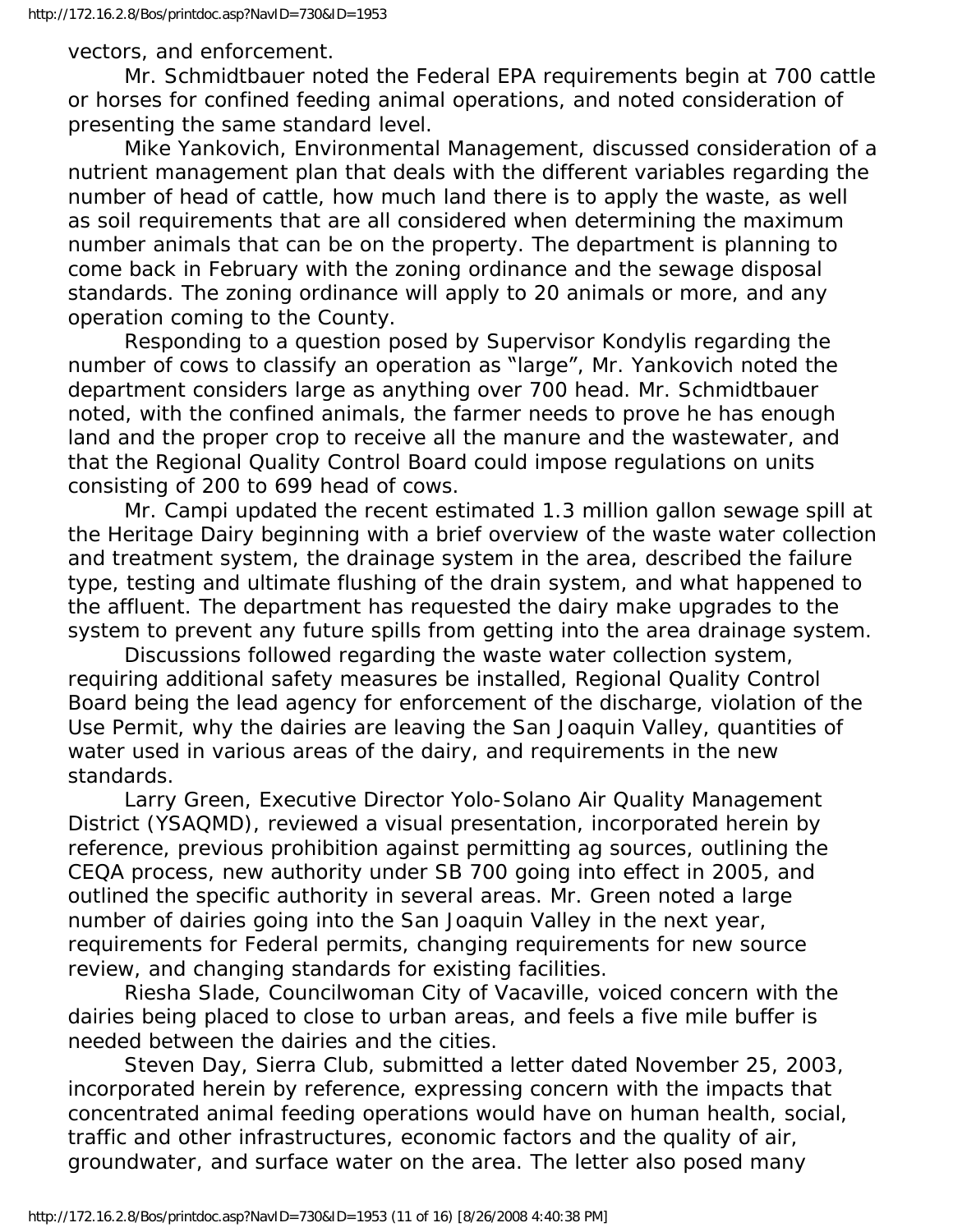vectors, and enforcement.

Mr. Schmidtbauer noted the Federal EPA requirements begin at 700 cattle or horses for confined feeding animal operations, and noted consideration of presenting the same standard level.

Mike Yankovich, Environmental Management, discussed consideration of a nutrient management plan that deals with the different variables regarding the number of head of cattle, how much land there is to apply the waste, as well as soil requirements that are all considered when determining the maximum number animals that can be on the property. The department is planning to come back in February with the zoning ordinance and the sewage disposal standards. The zoning ordinance will apply to 20 animals or more, and any operation coming to the County.

Responding to a question posed by Supervisor Kondylis regarding the number of cows to classify an operation as "large", Mr. Yankovich noted the department considers large as anything over 700 head. Mr. Schmidtbauer noted, with the confined animals, the farmer needs to prove he has enough land and the proper crop to receive all the manure and the wastewater, and that the Regional Quality Control Board could impose regulations on units consisting of 200 to 699 head of cows.

Mr. Campi updated the recent estimated 1.3 million gallon sewage spill at the Heritage Dairy beginning with a brief overview of the waste water collection and treatment system, the drainage system in the area, described the failure type, testing and ultimate flushing of the drain system, and what happened to the affluent. The department has requested the dairy make upgrades to the system to prevent any future spills from getting into the area drainage system.

Discussions followed regarding the waste water collection system, requiring additional safety measures be installed, Regional Quality Control Board being the lead agency for enforcement of the discharge, violation of the Use Permit, why the dairies are leaving the San Joaquin Valley, quantities of water used in various areas of the dairy, and requirements in the new standards.

Larry Green, Executive Director Yolo-Solano Air Quality Management District (YSAQMD), reviewed a visual presentation, incorporated herein by reference, previous prohibition against permitting ag sources, outlining the CEQA process, new authority under SB 700 going into effect in 2005, and outlined the specific authority in several areas. Mr. Green noted a large number of dairies going into the San Joaquin Valley in the next year, requirements for Federal permits, changing requirements for new source review, and changing standards for existing facilities.

Riesha Slade, Councilwoman City of Vacaville, voiced concern with the dairies being placed to close to urban areas, and feels a five mile buffer is needed between the dairies and the cities.

Steven Day, Sierra Club, submitted a letter dated November 25, 2003, incorporated herein by reference, expressing concern with the impacts that concentrated animal feeding operations would have on human health, social, traffic and other infrastructures, economic factors and the quality of air, groundwater, and surface water on the area. The letter also posed many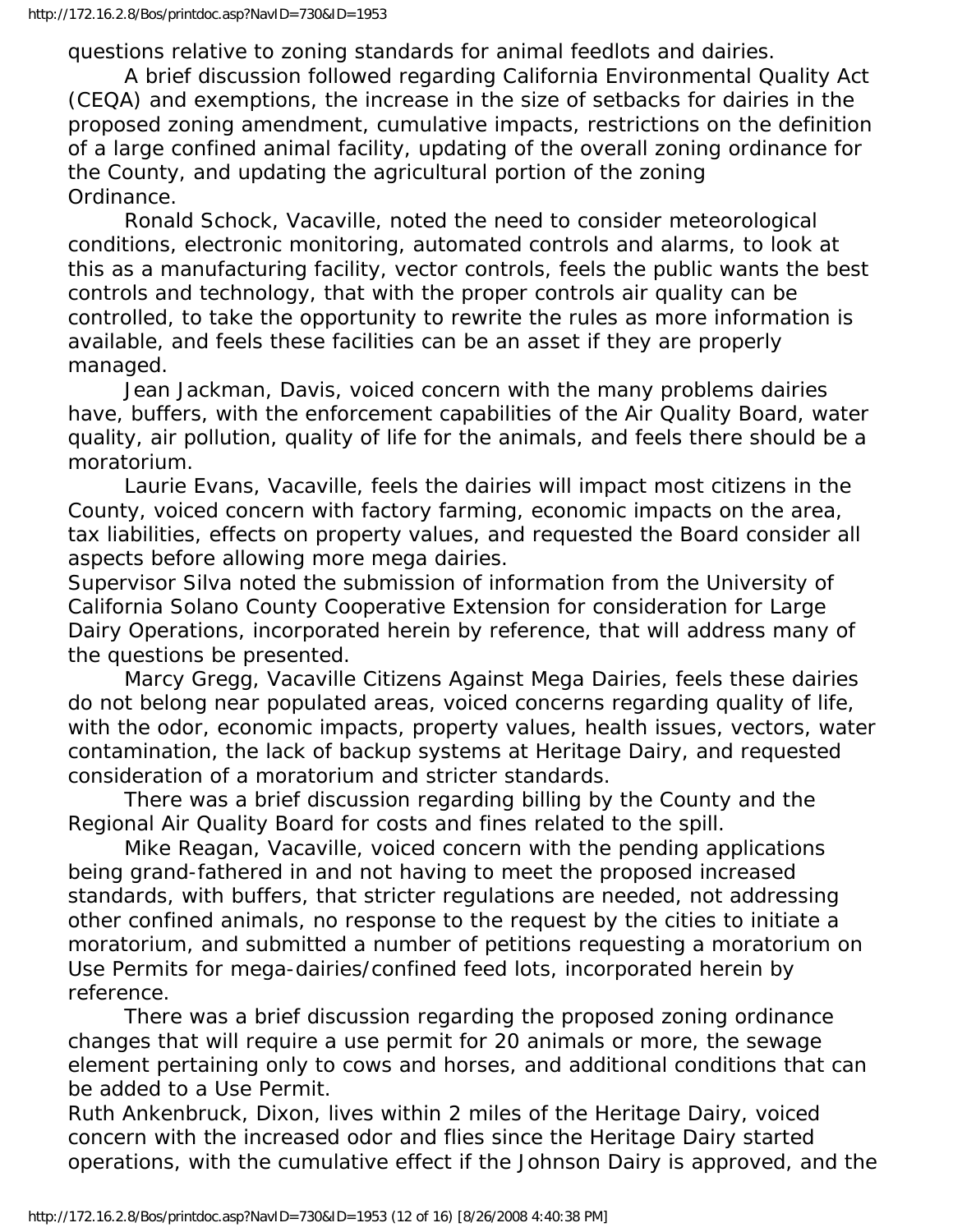questions relative to zoning standards for animal feedlots and dairies.

A brief discussion followed regarding California Environmental Quality Act (CEQA) and exemptions, the increase in the size of setbacks for dairies in the proposed zoning amendment, cumulative impacts, restrictions on the definition of a large confined animal facility, updating of the overall zoning ordinance for the County, and updating the agricultural portion of the zoning Ordinance.

Ronald Schock, Vacaville, noted the need to consider meteorological conditions, electronic monitoring, automated controls and alarms, to look at this as a manufacturing facility, vector controls, feels the public wants the best controls and technology, that with the proper controls air quality can be controlled, to take the opportunity to rewrite the rules as more information is available, and feels these facilities can be an asset if they are properly managed.

Jean Jackman, Davis, voiced concern with the many problems dairies have, buffers, with the enforcement capabilities of the Air Quality Board, water quality, air pollution, quality of life for the animals, and feels there should be a moratorium.

Laurie Evans, Vacaville, feels the dairies will impact most citizens in the County, voiced concern with factory farming, economic impacts on the area, tax liabilities, effects on property values, and requested the Board consider all aspects before allowing more mega dairies.

Supervisor Silva noted the submission of information from the University of California Solano County Cooperative Extension for consideration for Large Dairy Operations, incorporated herein by reference, that will address many of the questions be presented.

Marcy Gregg, Vacaville Citizens Against Mega Dairies, feels these dairies do not belong near populated areas, voiced concerns regarding quality of life, with the odor, economic impacts, property values, health issues, vectors, water contamination, the lack of backup systems at Heritage Dairy, and requested consideration of a moratorium and stricter standards.

There was a brief discussion regarding billing by the County and the Regional Air Quality Board for costs and fines related to the spill.

Mike Reagan, Vacaville, voiced concern with the pending applications being grand-fathered in and not having to meet the proposed increased standards, with buffers, that stricter regulations are needed, not addressing other confined animals, no response to the request by the cities to initiate a moratorium, and submitted a number of petitions requesting a moratorium on Use Permits for mega-dairies/confined feed lots, incorporated herein by reference.

There was a brief discussion regarding the proposed zoning ordinance changes that will require a use permit for 20 animals or more, the sewage element pertaining only to cows and horses, and additional conditions that can be added to a Use Permit.

Ruth Ankenbruck, Dixon, lives within 2 miles of the Heritage Dairy, voiced concern with the increased odor and flies since the Heritage Dairy started operations, with the cumulative effect if the Johnson Dairy is approved, and the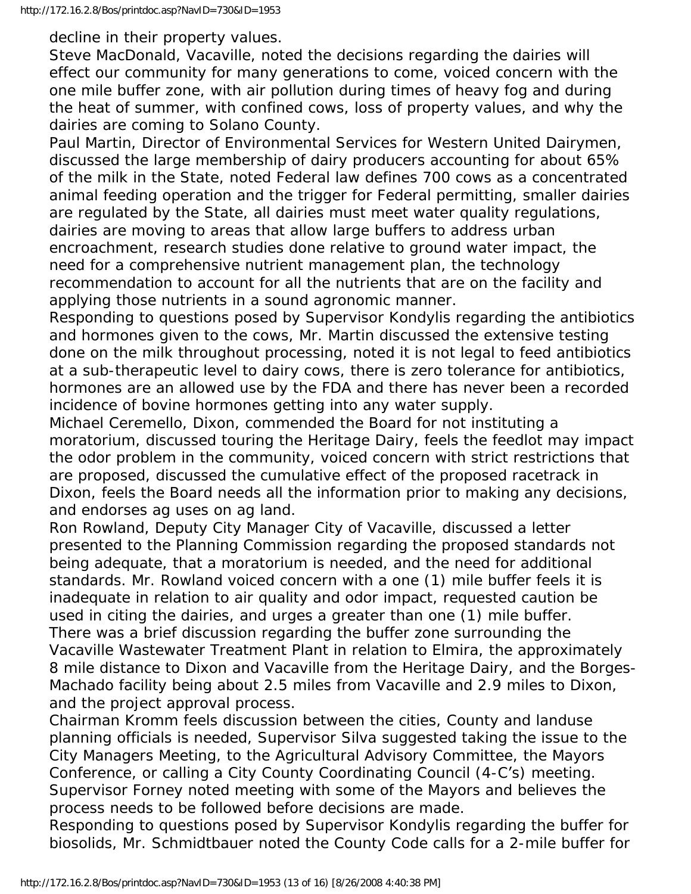decline in their property values.

Steve MacDonald, Vacaville, noted the decisions regarding the dairies will effect our community for many generations to come, voiced concern with the one mile buffer zone, with air pollution during times of heavy fog and during the heat of summer, with confined cows, loss of property values, and why the dairies are coming to Solano County.

Paul Martin, Director of Environmental Services for Western United Dairymen, discussed the large membership of dairy producers accounting for about 65% of the milk in the State, noted Federal law defines 700 cows as a concentrated animal feeding operation and the trigger for Federal permitting, smaller dairies are regulated by the State, all dairies must meet water quality regulations, dairies are moving to areas that allow large buffers to address urban encroachment, research studies done relative to ground water impact, the need for a comprehensive nutrient management plan, the technology recommendation to account for all the nutrients that are on the facility and applying those nutrients in a sound agronomic manner.

Responding to questions posed by Supervisor Kondylis regarding the antibiotics and hormones given to the cows, Mr. Martin discussed the extensive testing done on the milk throughout processing, noted it is not legal to feed antibiotics at a sub-therapeutic level to dairy cows, there is zero tolerance for antibiotics, hormones are an allowed use by the FDA and there has never been a recorded incidence of bovine hormones getting into any water supply.

Michael Ceremello, Dixon, commended the Board for not instituting a moratorium, discussed touring the Heritage Dairy, feels the feedlot may impact the odor problem in the community, voiced concern with strict restrictions that are proposed, discussed the cumulative effect of the proposed racetrack in Dixon, feels the Board needs all the information prior to making any decisions, and endorses ag uses on ag land.

Ron Rowland, Deputy City Manager City of Vacaville, discussed a letter presented to the Planning Commission regarding the proposed standards not being adequate, that a moratorium is needed, and the need for additional standards. Mr. Rowland voiced concern with a one (1) mile buffer feels it is inadequate in relation to air quality and odor impact, requested caution be used in citing the dairies, and urges a greater than one (1) mile buffer.

There was a brief discussion regarding the buffer zone surrounding the Vacaville Wastewater Treatment Plant in relation to Elmira, the approximately 8 mile distance to Dixon and Vacaville from the Heritage Dairy, and the Borges-Machado facility being about 2.5 miles from Vacaville and 2.9 miles to Dixon, and the project approval process.

Chairman Kromm feels discussion between the cities, County and landuse planning officials is needed, Supervisor Silva suggested taking the issue to the City Managers Meeting, to the Agricultural Advisory Committee, the Mayors Conference, or calling a City County Coordinating Council (4-C's) meeting. Supervisor Forney noted meeting with some of the Mayors and believes the process needs to be followed before decisions are made.

Responding to questions posed by Supervisor Kondylis regarding the buffer for biosolids, Mr. Schmidtbauer noted the County Code calls for a 2-mile buffer for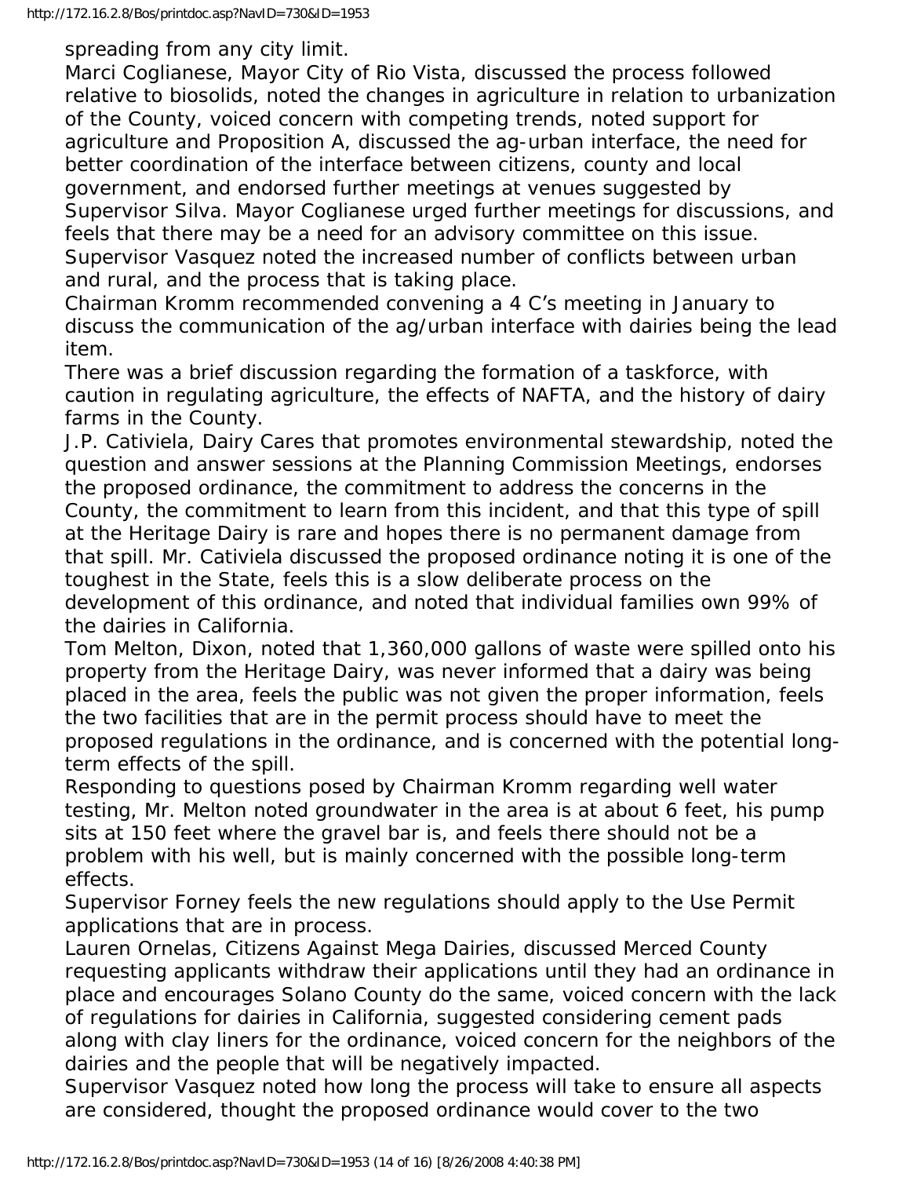spreading from any city limit.

Marci Coglianese, Mayor City of Rio Vista, discussed the process followed relative to biosolids, noted the changes in agriculture in relation to urbanization of the County, voiced concern with competing trends, noted support for agriculture and Proposition A, discussed the ag-urban interface, the need for better coordination of the interface between citizens, county and local government, and endorsed further meetings at venues suggested by Supervisor Silva. Mayor Coglianese urged further meetings for discussions, and feels that there may be a need for an advisory committee on this issue.

Supervisor Vasquez noted the increased number of conflicts between urban and rural, and the process that is taking place.

Chairman Kromm recommended convening a 4 C's meeting in January to discuss the communication of the ag/urban interface with dairies being the lead item.

There was a brief discussion regarding the formation of a taskforce, with caution in regulating agriculture, the effects of NAFTA, and the history of dairy farms in the County.

J.P. Cativiela, Dairy Cares that promotes environmental stewardship, noted the question and answer sessions at the Planning Commission Meetings, endorses the proposed ordinance, the commitment to address the concerns in the County, the commitment to learn from this incident, and that this type of spill at the Heritage Dairy is rare and hopes there is no permanent damage from that spill. Mr. Cativiela discussed the proposed ordinance noting it is one of the toughest in the State, feels this is a slow deliberate process on the development of this ordinance, and noted that individual families own 99% of the dairies in California.

Tom Melton, Dixon, noted that 1,360,000 gallons of waste were spilled onto his property from the Heritage Dairy, was never informed that a dairy was being placed in the area, feels the public was not given the proper information, feels the two facilities that are in the permit process should have to meet the proposed regulations in the ordinance, and is concerned with the potential long-term effects of the spill.

Responding to questions posed by Chairman Kromm regarding well water testing, Mr. Melton noted groundwater in the area is at about 6 feet, his pump sits at 150 feet where the gravel bar is, and feels there should not be a problem with his well, but is mainly concerned with the possible long-term effects.

Supervisor Forney feels the new regulations should apply to the Use Permit applications that are in process.

Lauren Ornelas, Citizens Against Mega Dairies, discussed Merced County requesting applicants withdraw their applications until they had an ordinance in place and encourages Solano County do the same, voiced concern with the lack of regulations for dairies in California, suggested considering cement pads along with clay liners for the ordinance, voiced concern for the neighbors of the dairies and the people that will be negatively impacted.

Supervisor Vasquez noted how long the process will take to ensure all aspects are considered, thought the proposed ordinance would cover to the two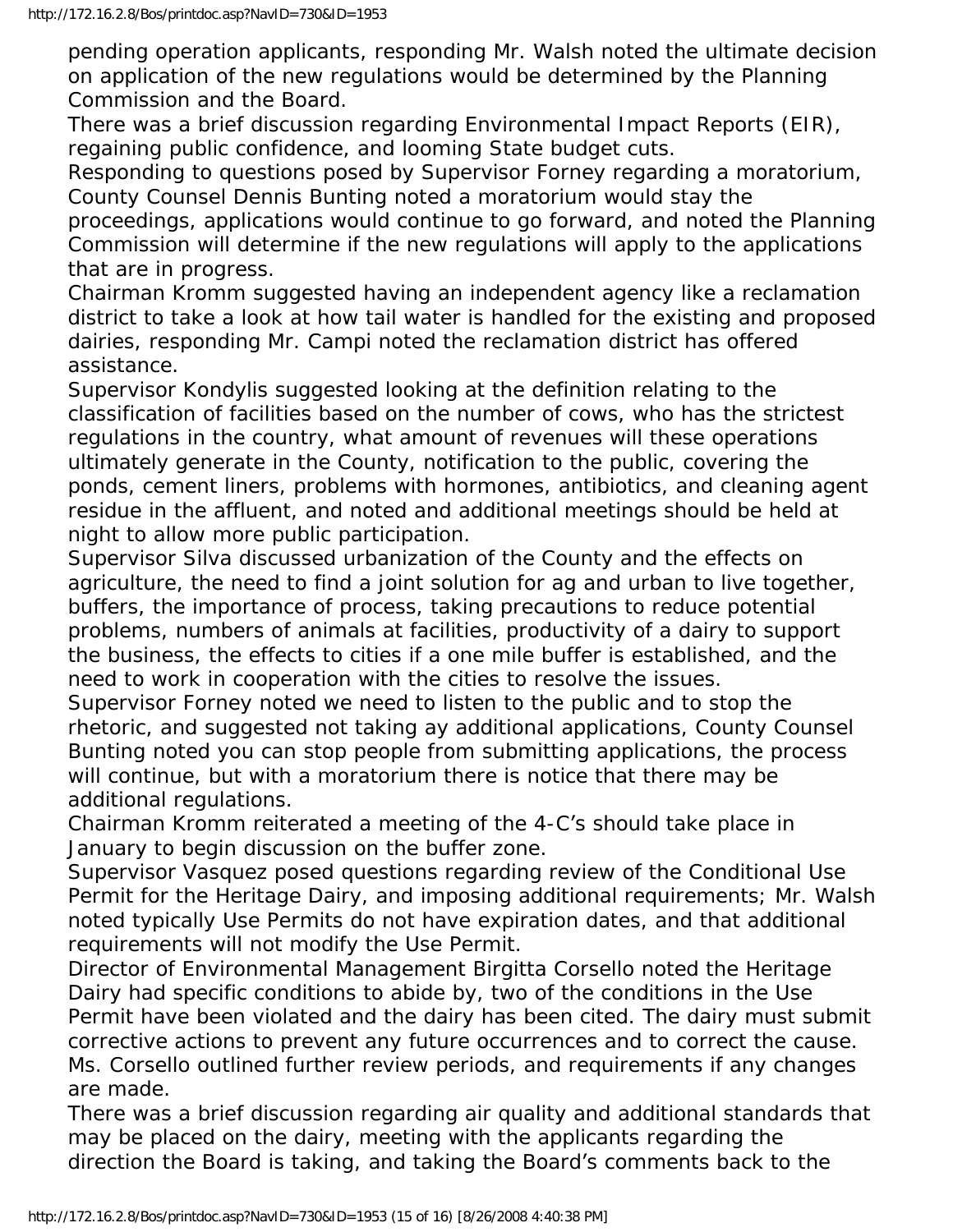pending operation applicants, responding Mr. Walsh noted the ultimate decision on application of the new regulations would be determined by the Planning Commission and the Board.

There was a brief discussion regarding Environmental Impact Reports (EIR), regaining public confidence, and looming State budget cuts.

Responding to questions posed by Supervisor Forney regarding a moratorium, County Counsel Dennis Bunting noted a moratorium would stay the proceedings, applications would continue to go forward, and noted the Planning Commission will determine if the new regulations will apply to the applications that are in progress.

Chairman Kromm suggested having an independent agency like a reclamation district to take a look at how tail water is handled for the existing and proposed dairies, responding Mr. Campi noted the reclamation district has offered assistance.

Supervisor Kondylis suggested looking at the definition relating to the classification of facilities based on the number of cows, who has the strictest regulations in the country, what amount of revenues will these operations ultimately generate in the County, notification to the public, covering the ponds, cement liners, problems with hormones, antibiotics, and cleaning agent residue in the affluent, and noted and additional meetings should be held at night to allow more public participation.

Supervisor Silva discussed urbanization of the County and the effects on agriculture, the need to find a joint solution for ag and urban to live together, buffers, the importance of process, taking precautions to reduce potential problems, numbers of animals at facilities, productivity of a dairy to support the business, the effects to cities if a one mile buffer is established, and the need to work in cooperation with the cities to resolve the issues.

Supervisor Forney noted we need to listen to the public and to stop the rhetoric, and suggested not taking ay additional applications, County Counsel Bunting noted you can stop people from submitting applications, the process will continue, but with a moratorium there is notice that there may be additional regulations.

Chairman Kromm reiterated a meeting of the 4-C's should take place in January to begin discussion on the buffer zone.

Supervisor Vasquez posed questions regarding review of the Conditional Use Permit for the Heritage Dairy, and imposing additional requirements; Mr. Walsh noted typically Use Permits do not have expiration dates, and that additional requirements will not modify the Use Permit.

Director of Environmental Management Birgitta Corsello noted the Heritage Dairy had specific conditions to abide by, two of the conditions in the Use Permit have been violated and the dairy has been cited. The dairy must submit corrective actions to prevent any future occurrences and to correct the cause. Ms. Corsello outlined further review periods, and requirements if any changes are made.

There was a brief discussion regarding air quality and additional standards that may be placed on the dairy, meeting with the applicants regarding the direction the Board is taking, and taking the Board's comments back to the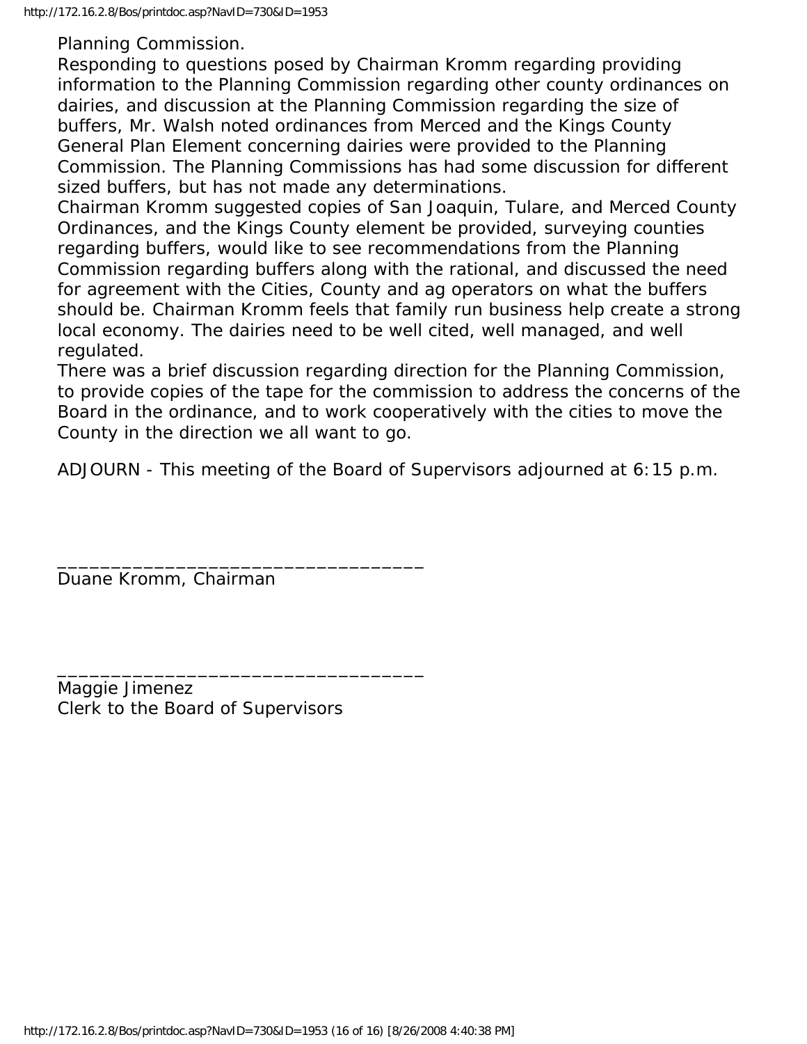Planning Commission.

Responding to questions posed by Chairman Kromm regarding providing information to the Planning Commission regarding other county ordinances on dairies, and discussion at the Planning Commission regarding the size of buffers, Mr. Walsh noted ordinances from Merced and the Kings County General Plan Element concerning dairies were provided to the Planning Commission. The Planning Commissions has had some discussion for different sized buffers, but has not made any determinations.

Chairman Kromm suggested copies of San Joaquin, Tulare, and Merced County Ordinances, and the Kings County element be provided, surveying counties regarding buffers, would like to see recommendations from the Planning Commission regarding buffers along with the rational, and discussed the need for agreement with the Cities, County and ag operators on what the buffers should be. Chairman Kromm feels that family run business help create a strong local economy. The dairies need to be well cited, well managed, and well regulated.

There was a brief discussion regarding direction for the Planning Commission, to provide copies of the tape for the commission to address the concerns of the Board in the ordinance, and to work cooperatively with the cities to move the County in the direction we all want to go.

ADJOURN - This meeting of the Board of Supervisors adjourned at 6:15 p.m.

_________________________________
Duane Kromm, Chairman

_________________________________
Maggie Jimenez
Clerk to the Board of Supervisors